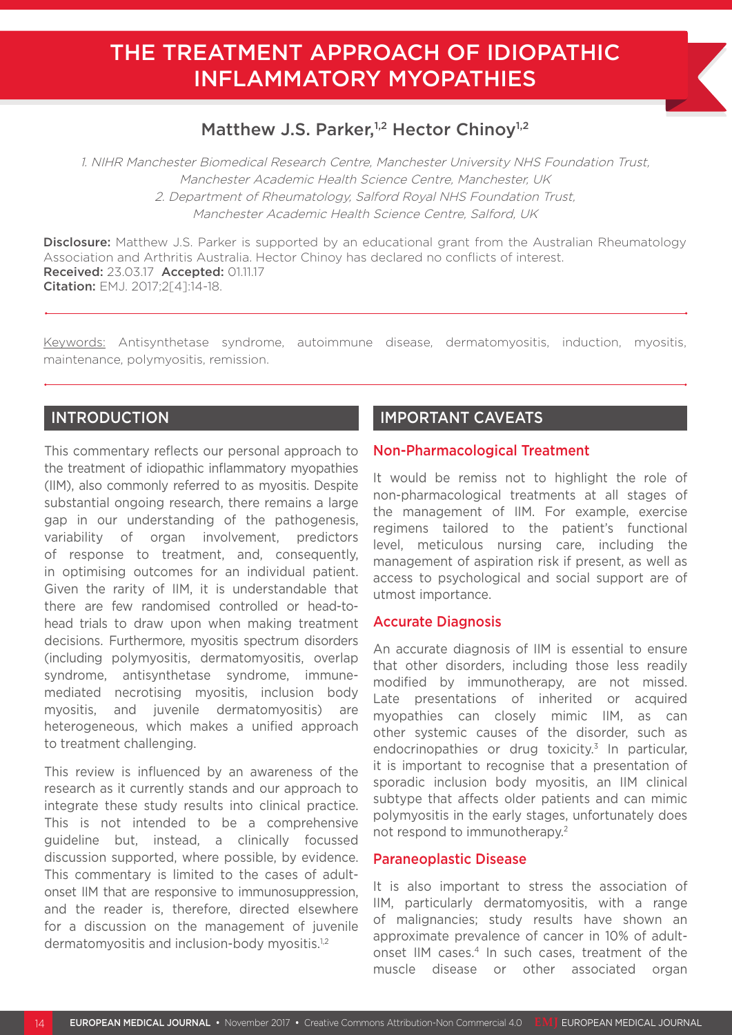# THE TREATMENT APPROACH OF IDIOPATHIC INFLAMMATORY MYOPATHIES

**Matthew J.S. Parker,[1,2] Hector Chinoy[1,2]**

*1. NIHR Manchester Biomedical Research Centre, Manchester University NHS Foundation Trust, Manchester Academic Health Science Centre, Manchester, UK*
*2. Department of Rheumatology, Salford Royal NHS Foundation Trust, Manchester Academic Health Science Centre, Salford, UK*

**Disclosure:** Matthew J.S. Parker is supported by an educational grant from the Australian Rheumatology Association and Arthritis Australia. Hector Chinoy has declared no conflicts of interest.
**Received:** 23.03.17 **Accepted:** 01.11.17
**Citation:** EMJ. 2017;2[4]:14-18.

Keywords: Antisynthetase syndrome, autoimmune disease, dermatomyositis, induction, myositis, maintenance, polymyositis, remission.

## INTRODUCTION

This commentary reflects our personal approach to the treatment of idiopathic inflammatory myopathies (IIM), also commonly referred to as myositis. Despite substantial ongoing research, there remains a large gap in our understanding of the pathogenesis, variability of organ involvement, predictors of response to treatment, and, consequently, in optimising outcomes for an individual patient. Given the rarity of IIM, it is understandable that there are few randomised controlled or head-to-head trials to draw upon when making treatment decisions. Furthermore, myositis spectrum disorders (including polymyositis, dermatomyositis, overlap syndrome, antisynthetase syndrome, immune-mediated necrotising myositis, inclusion body myositis, and juvenile dermatomyositis) are heterogeneous, which makes a unified approach to treatment challenging.

This review is influenced by an awareness of the research as it currently stands and our approach to integrate these study results into clinical practice. This is not intended to be a comprehensive guideline but, instead, a clinically focussed discussion supported, where possible, by evidence. This commentary is limited to the cases of adult-onset IIM that are responsive to immunosuppression, and the reader is, therefore, directed elsewhere for a discussion on the management of juvenile dermatomyositis and inclusion-body myositis.[1,2]

## IMPORTANT CAVEATS

### Non-Pharmacological Treatment

It would be remiss not to highlight the role of non-pharmacological treatments at all stages of the management of IIM. For example, exercise regimens tailored to the patient's functional level, meticulous nursing care, including the management of aspiration risk if present, as well as access to psychological and social support are of utmost importance.

### Accurate Diagnosis

An accurate diagnosis of IIM is essential to ensure that other disorders, including those less readily modified by immunotherapy, are not missed. Late presentations of inherited or acquired myopathies can closely mimic IIM, as can other systemic causes of the disorder, such as endocrinopathies or drug toxicity.[3] In particular, it is important to recognise that a presentation of sporadic inclusion body myositis, an IIM clinical subtype that affects older patients and can mimic polymyositis in the early stages, unfortunately does not respond to immunotherapy.[2]

### Paraneoplastic Disease

It is also important to stress the association of IIM, particularly dermatomyositis, with a range of malignancies; study results have shown an approximate prevalence of cancer in 10% of adult-onset IIM cases.[4] In such cases, treatment of the muscle disease or other associated organ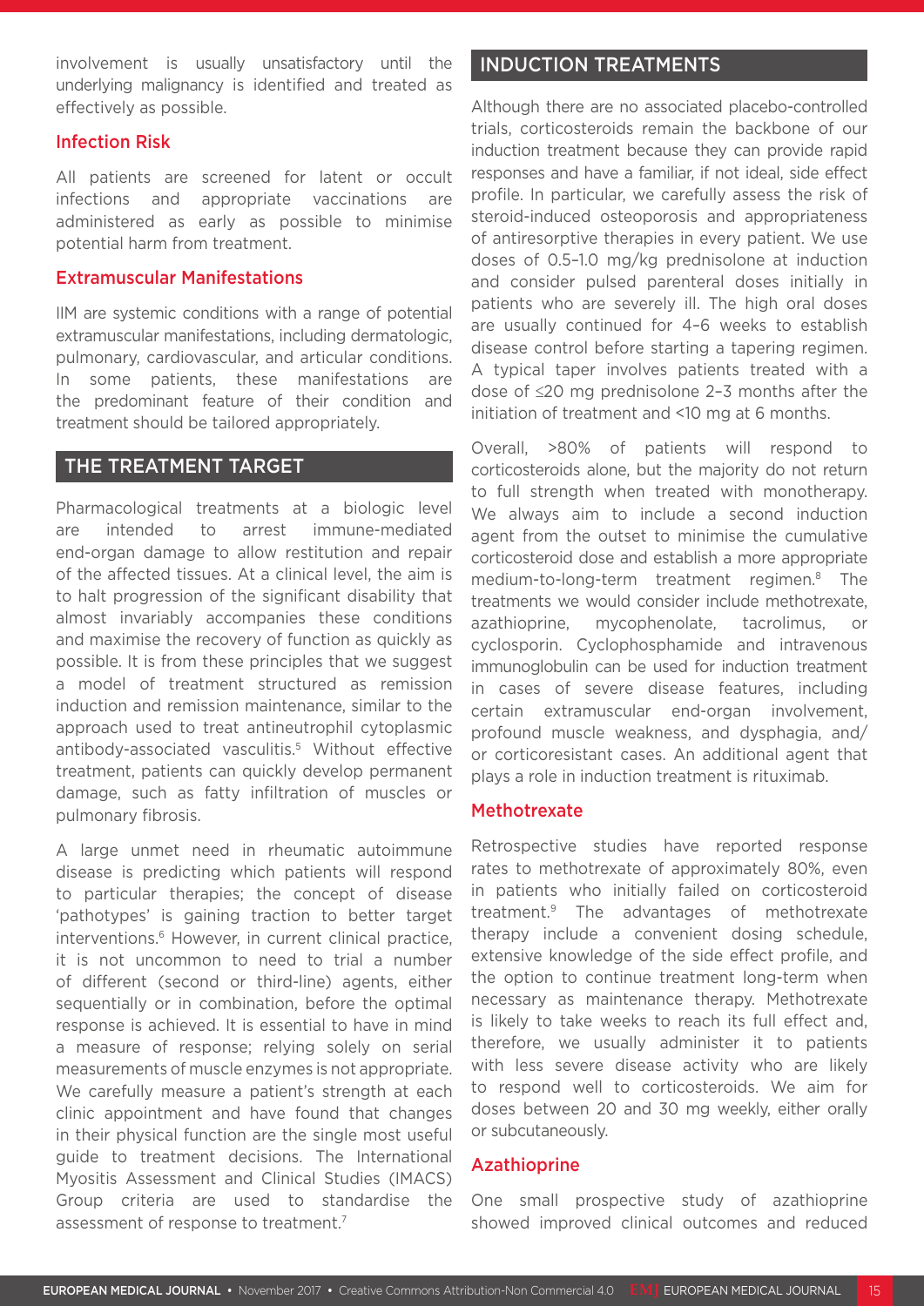involvement is usually unsatisfactory until the underlying malignancy is identified and treated as effectively as possible.

### Infection Risk

All patients are screened for latent or occult infections and appropriate vaccinations are administered as early as possible to minimise potential harm from treatment.

### Extramuscular Manifestations

IIM are systemic conditions with a range of potential extramuscular manifestations, including dermatologic, pulmonary, cardiovascular, and articular conditions. In some patients, these manifestations are the predominant feature of their condition and treatment should be tailored appropriately.

## THE TREATMENT TARGET

Pharmacological treatments at a biologic level are intended to arrest immune-mediated end-organ damage to allow restitution and repair of the affected tissues. At a clinical level, the aim is to halt progression of the significant disability that almost invariably accompanies these conditions and maximise the recovery of function as quickly as possible. It is from these principles that we suggest a model of treatment structured as remission induction and remission maintenance, similar to the approach used to treat antineutrophil cytoplasmic antibody-associated vasculitis.[5] Without effective treatment, patients can quickly develop permanent damage, such as fatty infiltration of muscles or pulmonary fibrosis.

A large unmet need in rheumatic autoimmune disease is predicting which patients will respond to particular therapies; the concept of disease 'pathotypes' is gaining traction to better target interventions.[6] However, in current clinical practice, it is not uncommon to need to trial a number of different (second or third-line) agents, either sequentially or in combination, before the optimal response is achieved. It is essential to have in mind a measure of response; relying solely on serial measurements of muscle enzymes is not appropriate. We carefully measure a patient's strength at each clinic appointment and have found that changes in their physical function are the single most useful guide to treatment decisions. The International Myositis Assessment and Clinical Studies (IMACS) Group criteria are used to standardise the assessment of response to treatment.[7]

## INDUCTION TREATMENTS

Although there are no associated placebo-controlled trials, corticosteroids remain the backbone of our induction treatment because they can provide rapid responses and have a familiar, if not ideal, side effect profile. In particular, we carefully assess the risk of steroid-induced osteoporosis and appropriateness of antiresorptive therapies in every patient. We use doses of 0.5–1.0 mg/kg prednisolone at induction and consider pulsed parenteral doses initially in patients who are severely ill. The high oral doses are usually continued for 4–6 weeks to establish disease control before starting a tapering regimen. A typical taper involves patients treated with a dose of ≤20 mg prednisolone 2–3 months after the initiation of treatment and <10 mg at 6 months.

Overall, >80% of patients will respond to corticosteroids alone, but the majority do not return to full strength when treated with monotherapy. We always aim to include a second induction agent from the outset to minimise the cumulative corticosteroid dose and establish a more appropriate medium-to-long-term treatment regimen.[8] The treatments we would consider include methotrexate, azathioprine, mycophenolate, tacrolimus, or cyclosporin. Cyclophosphamide and intravenous immunoglobulin can be used for induction treatment in cases of severe disease features, including certain extramuscular end-organ involvement, profound muscle weakness, and dysphagia, and/or corticoresistant cases. An additional agent that plays a role in induction treatment is rituximab.

### Methotrexate

Retrospective studies have reported response rates to methotrexate of approximately 80%, even in patients who initially failed on corticosteroid treatment.[9] The advantages of methotrexate therapy include a convenient dosing schedule, extensive knowledge of the side effect profile, and the option to continue treatment long-term when necessary as maintenance therapy. Methotrexate is likely to take weeks to reach its full effect and, therefore, we usually administer it to patients with less severe disease activity who are likely to respond well to corticosteroids. We aim for doses between 20 and 30 mg weekly, either orally or subcutaneously.

### Azathioprine

One small prospective study of azathioprine showed improved clinical outcomes and reduced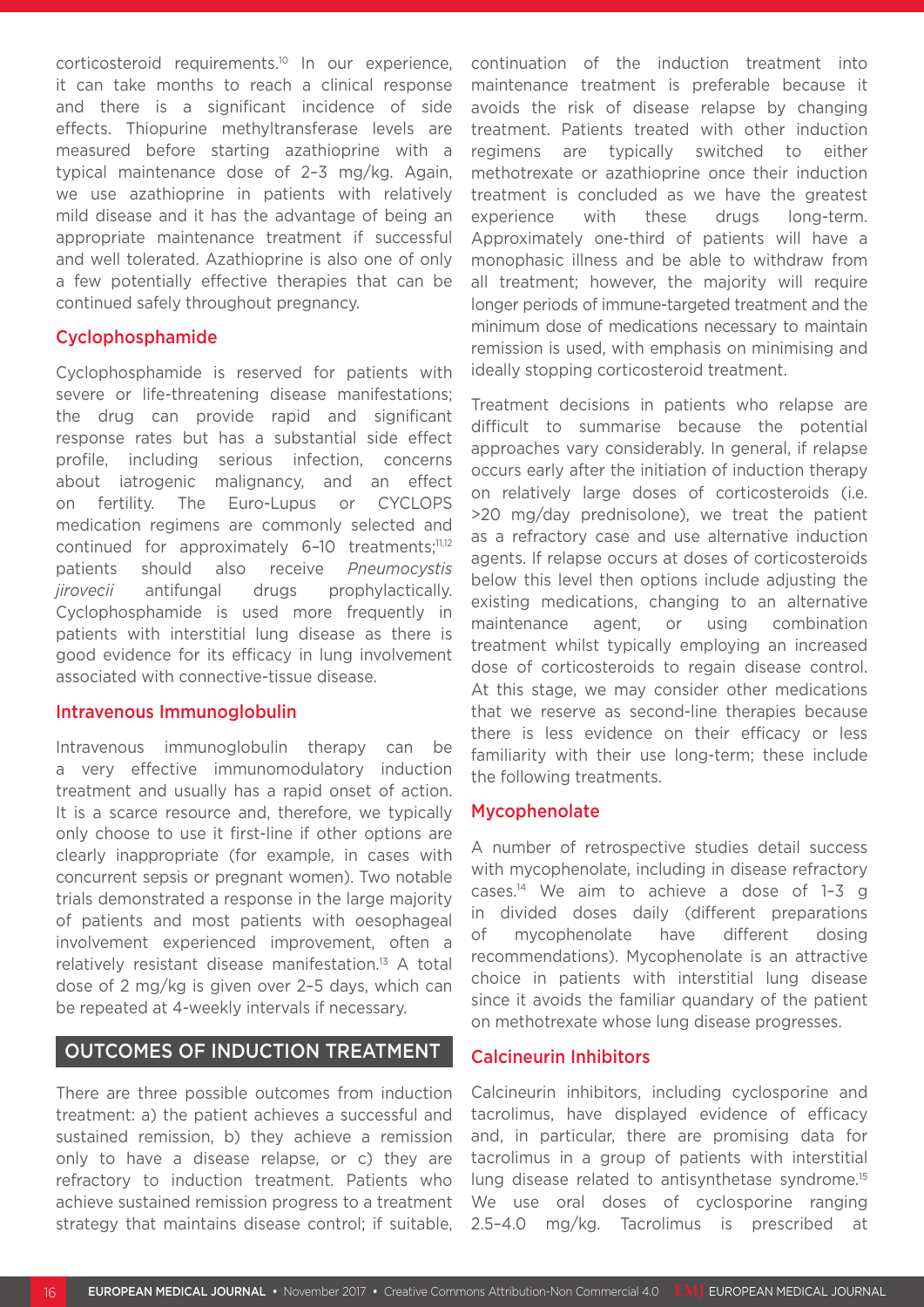corticosteroid requirements.[10] In our experience, it can take months to reach a clinical response and there is a significant incidence of side effects. Thiopurine methyltransferase levels are measured before starting azathioprine with a typical maintenance dose of 2–3 mg/kg. Again, we use azathioprine in patients with relatively mild disease and it has the advantage of being an appropriate maintenance treatment if successful and well tolerated. Azathioprine is also one of only a few potentially effective therapies that can be continued safely throughout pregnancy.

### Cyclophosphamide

Cyclophosphamide is reserved for patients with severe or life-threatening disease manifestations; the drug can provide rapid and significant response rates but has a substantial side effect profile, including serious infection, concerns about iatrogenic malignancy, and an effect on fertility. The Euro-Lupus or CYCLOPS medication regimens are commonly selected and continued for approximately 6–10 treatments;[11,12] patients should also receive *Pneumocystis jirovecii* antifungal drugs prophylactically. Cyclophosphamide is used more frequently in patients with interstitial lung disease as there is good evidence for its efficacy in lung involvement associated with connective-tissue disease.

### Intravenous Immunoglobulin

Intravenous immunoglobulin therapy can be a very effective immunomodulatory induction treatment and usually has a rapid onset of action. It is a scarce resource and, therefore, we typically only choose to use it first-line if other options are clearly inappropriate (for example, in cases with concurrent sepsis or pregnant women). Two notable trials demonstrated a response in the large majority of patients and most patients with oesophageal involvement experienced improvement, often a relatively resistant disease manifestation.[13] A total dose of 2 mg/kg is given over 2–5 days, which can be repeated at 4-weekly intervals if necessary.

## OUTCOMES OF INDUCTION TREATMENT

There are three possible outcomes from induction treatment: a) the patient achieves a successful and sustained remission, b) they achieve a remission only to have a disease relapse, or c) they are refractory to induction treatment. Patients who achieve sustained remission progress to a treatment strategy that maintains disease control; if suitable, continuation of the induction treatment into maintenance treatment is preferable because it avoids the risk of disease relapse by changing treatment. Patients treated with other induction regimens are typically switched to either methotrexate or azathioprine once their induction treatment is concluded as we have the greatest experience with these drugs long-term. Approximately one-third of patients will have a monophasic illness and be able to withdraw from all treatment; however, the majority will require longer periods of immune-targeted treatment and the minimum dose of medications necessary to maintain remission is used, with emphasis on minimising and ideally stopping corticosteroid treatment.

Treatment decisions in patients who relapse are difficult to summarise because the potential approaches vary considerably. In general, if relapse occurs early after the initiation of induction therapy on relatively large doses of corticosteroids (i.e. >20 mg/day prednisolone), we treat the patient as a refractory case and use alternative induction agents. If relapse occurs at doses of corticosteroids below this level then options include adjusting the existing medications, changing to an alternative maintenance agent, or using combination treatment whilst typically employing an increased dose of corticosteroids to regain disease control. At this stage, we may consider other medications that we reserve as second-line therapies because there is less evidence on their efficacy or less familiarity with their use long-term; these include the following treatments.

### Mycophenolate

A number of retrospective studies detail success with mycophenolate, including in disease refractory cases.[14] We aim to achieve a dose of 1–3 g in divided doses daily (different preparations of mycophenolate have different dosing recommendations). Mycophenolate is an attractive choice in patients with interstitial lung disease since it avoids the familiar quandary of the patient on methotrexate whose lung disease progresses.

### Calcineurin Inhibitors

Calcineurin inhibitors, including cyclosporine and tacrolimus, have displayed evidence of efficacy and, in particular, there are promising data for tacrolimus in a group of patients with interstitial lung disease related to antisynthetase syndrome.[15] We use oral doses of cyclosporine ranging 2.5–4.0 mg/kg. Tacrolimus is prescribed at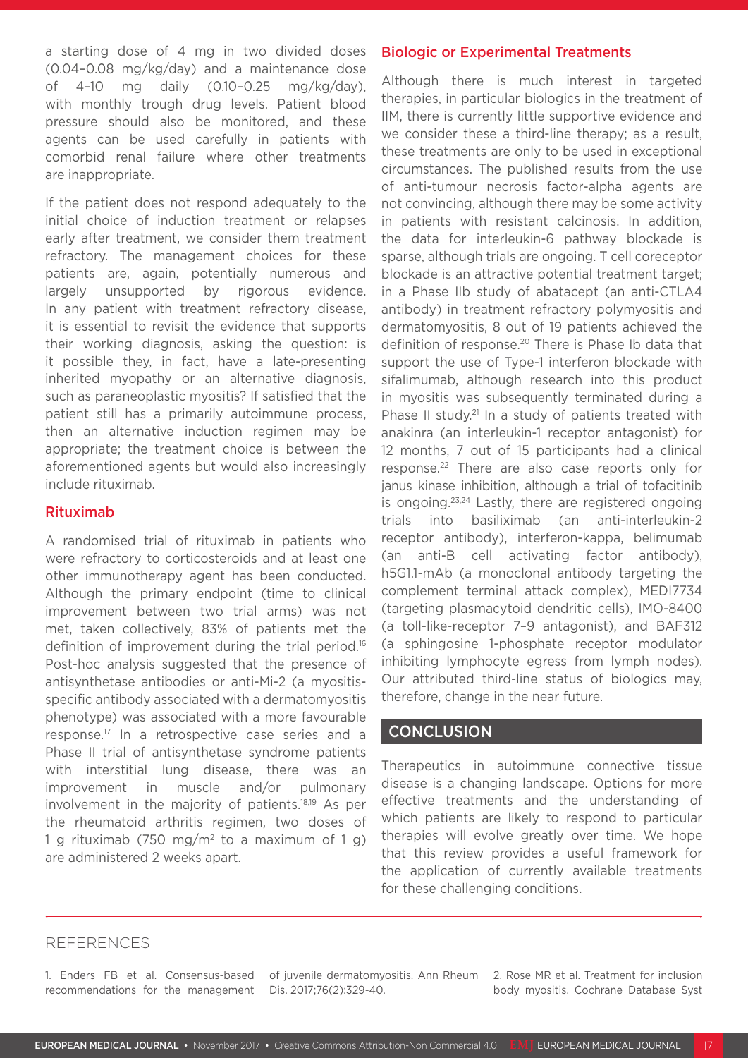a starting dose of 4 mg in two divided doses (0.04–0.08 mg/kg/day) and a maintenance dose of 4–10 mg daily (0.10–0.25 mg/kg/day), with monthly trough drug levels. Patient blood pressure should also be monitored, and these agents can be used carefully in patients with comorbid renal failure where other treatments are inappropriate.

If the patient does not respond adequately to the initial choice of induction treatment or relapses early after treatment, we consider them treatment refractory. The management choices for these patients are, again, potentially numerous and largely unsupported by rigorous evidence. In any patient with treatment refractory disease, it is essential to revisit the evidence that supports their working diagnosis, asking the question: is it possible they, in fact, have a late-presenting inherited myopathy or an alternative diagnosis, such as paraneoplastic myositis? If satisfied that the patient still has a primarily autoimmune process, then an alternative induction regimen may be appropriate; the treatment choice is between the aforementioned agents but would also increasingly include rituximab.

### Rituximab

A randomised trial of rituximab in patients who were refractory to corticosteroids and at least one other immunotherapy agent has been conducted. Although the primary endpoint (time to clinical improvement between two trial arms) was not met, taken collectively, 83% of patients met the definition of improvement during the trial period.[16] Post-hoc analysis suggested that the presence of antisynthetase antibodies or anti-Mi-2 (a myositis-specific antibody associated with a dermatomyositis phenotype) was associated with a more favourable response.[17] In a retrospective case series and a Phase II trial of antisynthetase syndrome patients with interstitial lung disease, there was an improvement in muscle and/or pulmonary involvement in the majority of patients.[18,19] As per the rheumatoid arthritis regimen, two doses of 1 g rituximab (750 mg/m$^2$ to a maximum of 1 g) are administered 2 weeks apart.

### Biologic or Experimental Treatments

Although there is much interest in targeted therapies, in particular biologics in the treatment of IIM, there is currently little supportive evidence and we consider these a third-line therapy; as a result, these treatments are only to be used in exceptional circumstances. The published results from the use of anti-tumour necrosis factor-alpha agents are not convincing, although there may be some activity in patients with resistant calcinosis. In addition, the data for interleukin-6 pathway blockade is sparse, although trials are ongoing. T cell coreceptor blockade is an attractive potential treatment target; in a Phase IIb study of abatacept (an anti-CTLA4 antibody) in treatment refractory polymyositis and dermatomyositis, 8 out of 19 patients achieved the definition of response.[20] There is Phase Ib data that support the use of Type-1 interferon blockade with sifalimumab, although research into this product in myositis was subsequently terminated during a Phase II study.[21] In a study of patients treated with anakinra (an interleukin-1 receptor antagonist) for 12 months, 7 out of 15 participants had a clinical response.[22] There are also case reports only for janus kinase inhibition, although a trial of tofacitinib is ongoing.[23,24] Lastly, there are registered ongoing trials into basiliximab (an anti-interleukin-2 receptor antibody), interferon-kappa, belimumab (an anti-B cell activating factor antibody), h5G1.1-mAb (a monoclonal antibody targeting the complement terminal attack complex), MEDI7734 (targeting plasmacytoid dendritic cells), IMO-8400 (a toll-like-receptor 7–9 antagonist), and BAF312 (a sphingosine 1-phosphate receptor modulator inhibiting lymphocyte egress from lymph nodes). Our attributed third-line status of biologics may, therefore, change in the near future.

## CONCLUSION

Therapeutics in autoimmune connective tissue disease is a changing landscape. Options for more effective treatments and the understanding of which patients are likely to respond to particular therapies will evolve greatly over time. We hope that this review provides a useful framework for the application of currently available treatments for these challenging conditions.

## REFERENCES

1. Enders FB et al. Consensus-based recommendations for the management of juvenile dermatomyositis. Ann Rheum Dis. 2017;76(2):329-40.
2. Rose MR et al. Treatment for inclusion body myositis. Cochrane Database Syst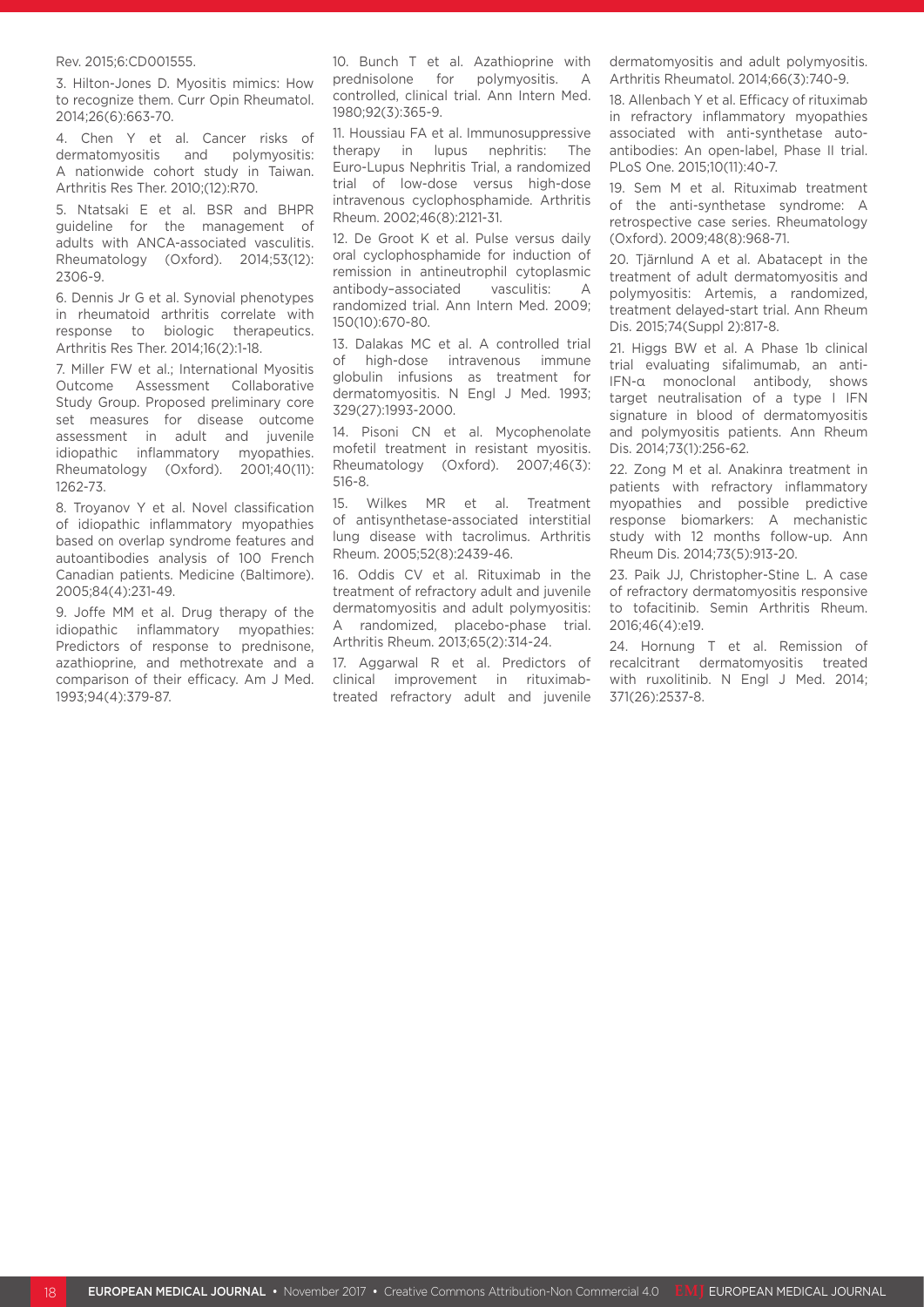Rev. 2015;6:CD001555.

3. Hilton-Jones D. Myositis mimics: How to recognize them. Curr Opin Rheumatol. 2014;26(6):663-70.

4. Chen Y et al. Cancer risks of dermatomyositis and polymyositis: A nationwide cohort study in Taiwan. Arthritis Res Ther. 2010;(12):R70.

5. Ntatsaki E et al. BSR and BHPR guideline for the management of adults with ANCA-associated vasculitis. Rheumatology (Oxford). 2014;53(12): 2306-9.

6. Dennis Jr G et al. Synovial phenotypes in rheumatoid arthritis correlate with response to biologic therapeutics. Arthritis Res Ther. 2014;16(2):1-18.

7. Miller FW et al.; International Myositis Outcome Assessment Collaborative Study Group. Proposed preliminary core set measures for disease outcome assessment in adult and juvenile idiopathic inflammatory myopathies. Rheumatology (Oxford). 2001;40(11): 1262-73.

8. Troyanov Y et al. Novel classification of idiopathic inflammatory myopathies based on overlap syndrome features and autoantibodies analysis of 100 French Canadian patients. Medicine (Baltimore). 2005;84(4):231-49.

9. Joffe MM et al. Drug therapy of the idiopathic inflammatory myopathies: Predictors of response to prednisone, azathioprine, and methotrexate and a comparison of their efficacy. Am J Med. 1993;94(4):379-87.

10. Bunch T et al. Azathioprine with prednisolone for polymyositis. A controlled, clinical trial. Ann Intern Med. 1980;92(3):365-9.

11. Houssiau FA et al. Immunosuppressive therapy in lupus nephritis: The Euro-Lupus Nephritis Trial, a randomized trial of low-dose versus high-dose intravenous cyclophosphamide. Arthritis Rheum. 2002;46(8):2121-31.

12. De Groot K et al. Pulse versus daily oral cyclophosphamide for induction of remission in antineutrophil cytoplasmic antibody–associated vasculitis: A randomized trial. Ann Intern Med. 2009; 150(10):670-80.

13. Dalakas MC et al. A controlled trial of high-dose intravenous immune globulin infusions as treatment for dermatomyositis. N Engl J Med. 1993; 329(27):1993-2000.

14. Pisoni CN et al. Mycophenolate mofetil treatment in resistant myositis. Rheumatology (Oxford). 2007;46(3): 516-8.

15. Wilkes MR et al. Treatment of antisynthetase-associated interstitial lung disease with tacrolimus. Arthritis Rheum. 2005;52(8):2439-46.

16. Oddis CV et al. Rituximab in the treatment of refractory adult and juvenile dermatomyositis and adult polymyositis: A randomized, placebo-phase trial. Arthritis Rheum. 2013;65(2):314-24.

17. Aggarwal R et al. Predictors of clinical improvement in rituximab-treated refractory adult and juvenile dermatomyositis and adult polymyositis. Arthritis Rheumatol. 2014;66(3):740-9.

18. Allenbach Y et al. Efficacy of rituximab in refractory inflammatory myopathies associated with anti-synthetase auto-antibodies: An open-label, Phase II trial. PLoS One. 2015;10(11):40-7.

19. Sem M et al. Rituximab treatment of the anti-synthetase syndrome: A retrospective case series. Rheumatology (Oxford). 2009;48(8):968-71.

20. Tjärnlund A et al. Abatacept in the treatment of adult dermatomyositis and polymyositis: Artemis, a randomized, treatment delayed-start trial. Ann Rheum Dis. 2015;74(Suppl 2):817-8.

21. Higgs BW et al. A Phase 1b clinical trial evaluating sifalimumab, an anti-IFN-α monoclonal antibody, shows target neutralisation of a type I IFN signature in blood of dermatomyositis and polymyositis patients. Ann Rheum Dis. 2014;73(1):256-62.

22. Zong M et al. Anakinra treatment in patients with refractory inflammatory myopathies and possible predictive response biomarkers: A mechanistic study with 12 months follow-up. Ann Rheum Dis. 2014;73(5):913-20.

23. Paik JJ, Christopher-Stine L. A case of refractory dermatomyositis responsive to tofacitinib. Semin Arthritis Rheum. 2016;46(4):e19.

24. Hornung T et al. Remission of recalcitrant dermatomyositis treated with ruxolitinib. N Engl J Med. 2014; 371(26):2537-8.